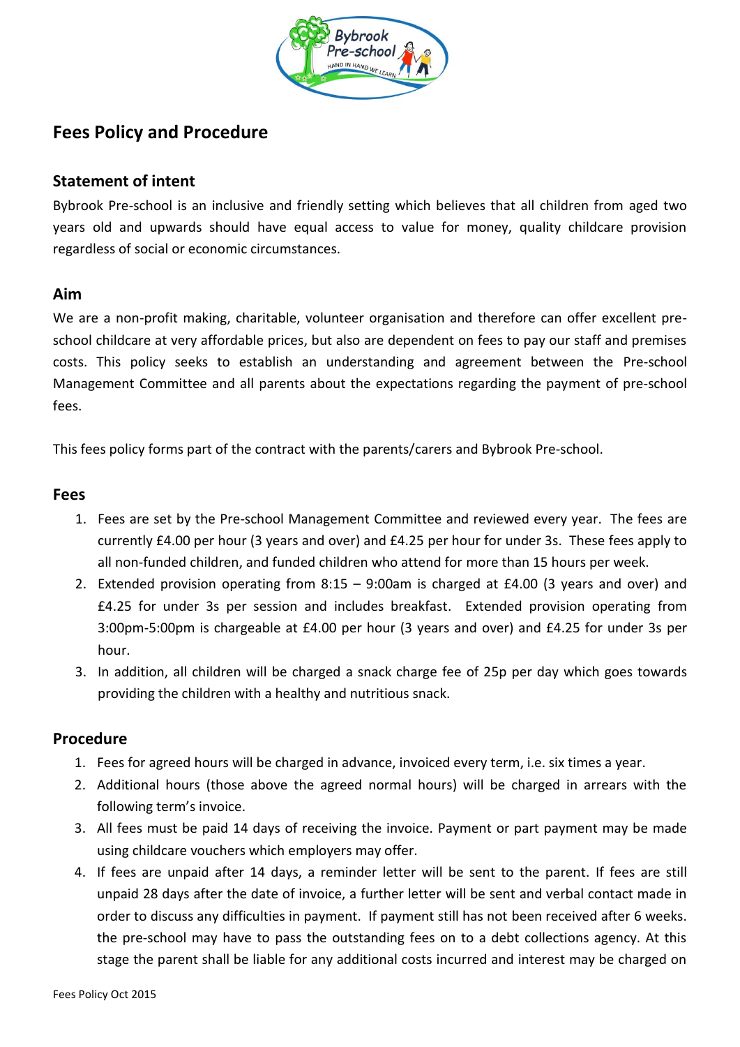# Fees Policy and Procedure

## Statement of intent

Bybrook Pre-school is an inclusive and friendly setting which believes that all children from aged two years old and upwards should have equal access to value for money, quality childcare provision regardless of social or economic circumstances.

## Aim

We are a non-profit making, charitable, volunteer organisation and therefore can offer excellent pre-school childcare at very affordable prices, but also are dependent on fees to pay our staff and premises costs. This policy seeks to establish an understanding and agreement between the Pre-school Management Committee and all parents about the expectations regarding the payment of pre-school fees.

This fees policy forms part of the contract with the parents/carers and Bybrook Pre-school.

## Fees

1. Fees are set by the Pre-school Management Committee and reviewed every year. The fees are currently £4.00 per hour (3 years and over) and £4.25 per hour for under 3s. These fees apply to all non-funded children, and funded children who attend for more than 15 hours per week.
2. Extended provision operating from 8:15 – 9:00am is charged at £4.00 (3 years and over) and £4.25 for under 3s per session and includes breakfast. Extended provision operating from 3:00pm-5:00pm is chargeable at £4.00 per hour (3 years and over) and £4.25 for under 3s per hour.
3. In addition, all children will be charged a snack charge fee of 25p per day which goes towards providing the children with a healthy and nutritious snack.

## Procedure

1. Fees for agreed hours will be charged in advance, invoiced every term, i.e. six times a year.
2. Additional hours (those above the agreed normal hours) will be charged in arrears with the following term's invoice.
3. All fees must be paid 14 days of receiving the invoice. Payment or part payment may be made using childcare vouchers which employers may offer.
4. If fees are unpaid after 14 days, a reminder letter will be sent to the parent. If fees are still unpaid 28 days after the date of invoice, a further letter will be sent and verbal contact made in order to discuss any difficulties in payment. If payment still has not been received after 6 weeks. the pre-school may have to pass the outstanding fees on to a debt collections agency. At this stage the parent shall be liable for any additional costs incurred and interest may be charged on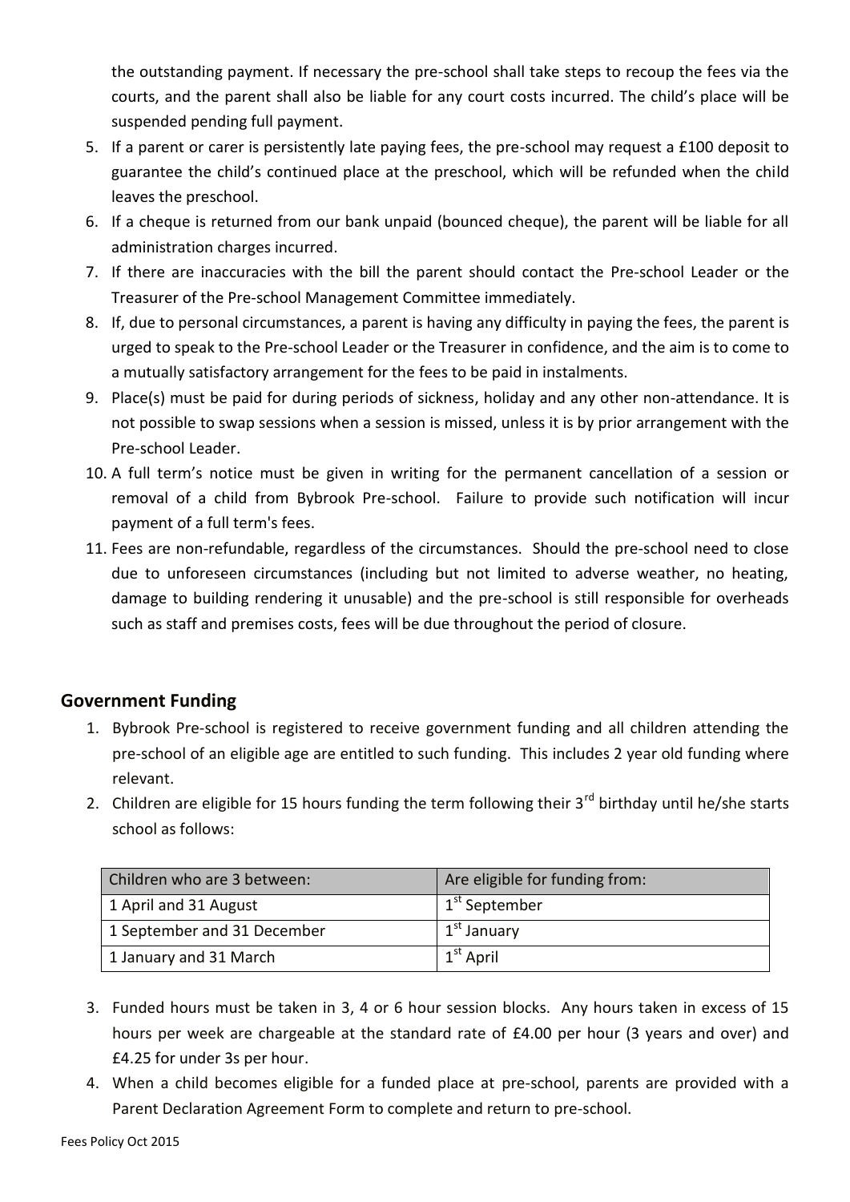the outstanding payment. If necessary the pre-school shall take steps to recoup the fees via the courts, and the parent shall also be liable for any court costs incurred. The child's place will be suspended pending full payment.

5. If a parent or carer is persistently late paying fees, the pre-school may request a £100 deposit to guarantee the child's continued place at the preschool, which will be refunded when the child leaves the preschool.
6. If a cheque is returned from our bank unpaid (bounced cheque), the parent will be liable for all administration charges incurred.
7. If there are inaccuracies with the bill the parent should contact the Pre-school Leader or the Treasurer of the Pre-school Management Committee immediately.
8. If, due to personal circumstances, a parent is having any difficulty in paying the fees, the parent is urged to speak to the Pre-school Leader or the Treasurer in confidence, and the aim is to come to a mutually satisfactory arrangement for the fees to be paid in instalments.
9. Place(s) must be paid for during periods of sickness, holiday and any other non-attendance. It is not possible to swap sessions when a session is missed, unless it is by prior arrangement with the Pre-school Leader.
10. A full term's notice must be given in writing for the permanent cancellation of a session or removal of a child from Bybrook Pre-school. Failure to provide such notification will incur payment of a full term's fees.
11. Fees are non-refundable, regardless of the circumstances. Should the pre-school need to close due to unforeseen circumstances (including but not limited to adverse weather, no heating, damage to building rendering it unusable) and the pre-school is still responsible for overheads such as staff and premises costs, fees will be due throughout the period of closure.

## Government Funding

1. Bybrook Pre-school is registered to receive government funding and all children attending the pre-school of an eligible age are entitled to such funding. This includes 2 year old funding where relevant.
2. Children are eligible for 15 hours funding the term following their 3rd birthday until he/she starts school as follows:

| Children who are 3 between: | Are eligible for funding from: |
|---|---|
| 1 April and 31 August | 1st September |
| 1 September and 31 December | 1st January |
| 1 January and 31 March | 1st April |

3. Funded hours must be taken in 3, 4 or 6 hour session blocks. Any hours taken in excess of 15 hours per week are chargeable at the standard rate of £4.00 per hour (3 years and over) and £4.25 for under 3s per hour.
4. When a child becomes eligible for a funded place at pre-school, parents are provided with a Parent Declaration Agreement Form to complete and return to pre-school.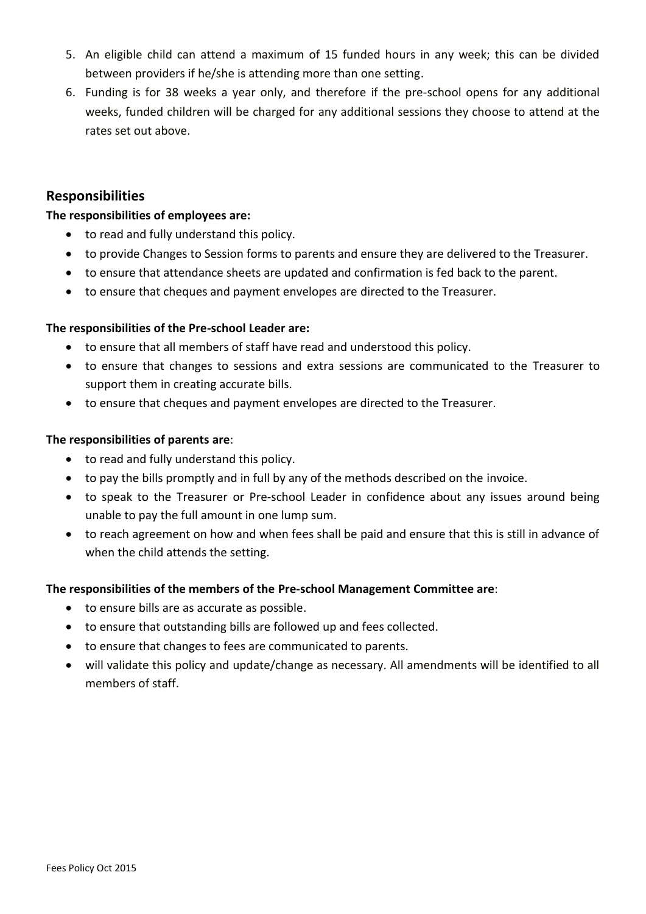5. An eligible child can attend a maximum of 15 funded hours in any week; this can be divided between providers if he/she is attending more than one setting.
6. Funding is for 38 weeks a year only, and therefore if the pre-school opens for any additional weeks, funded children will be charged for any additional sessions they choose to attend at the rates set out above.

## Responsibilities

**The responsibilities of employees are:**

- to read and fully understand this policy.
- to provide Changes to Session forms to parents and ensure they are delivered to the Treasurer.
- to ensure that attendance sheets are updated and confirmation is fed back to the parent.
- to ensure that cheques and payment envelopes are directed to the Treasurer.

**The responsibilities of the Pre-school Leader are:**

- to ensure that all members of staff have read and understood this policy.
- to ensure that changes to sessions and extra sessions are communicated to the Treasurer to support them in creating accurate bills.
- to ensure that cheques and payment envelopes are directed to the Treasurer.

**The responsibilities of parents are**:

- to read and fully understand this policy.
- to pay the bills promptly and in full by any of the methods described on the invoice.
- to speak to the Treasurer or Pre-school Leader in confidence about any issues around being unable to pay the full amount in one lump sum.
- to reach agreement on how and when fees shall be paid and ensure that this is still in advance of when the child attends the setting.

**The responsibilities of the members of the Pre-school Management Committee are**:

- to ensure bills are as accurate as possible.
- to ensure that outstanding bills are followed up and fees collected.
- to ensure that changes to fees are communicated to parents.
- will validate this policy and update/change as necessary. All amendments will be identified to all members of staff.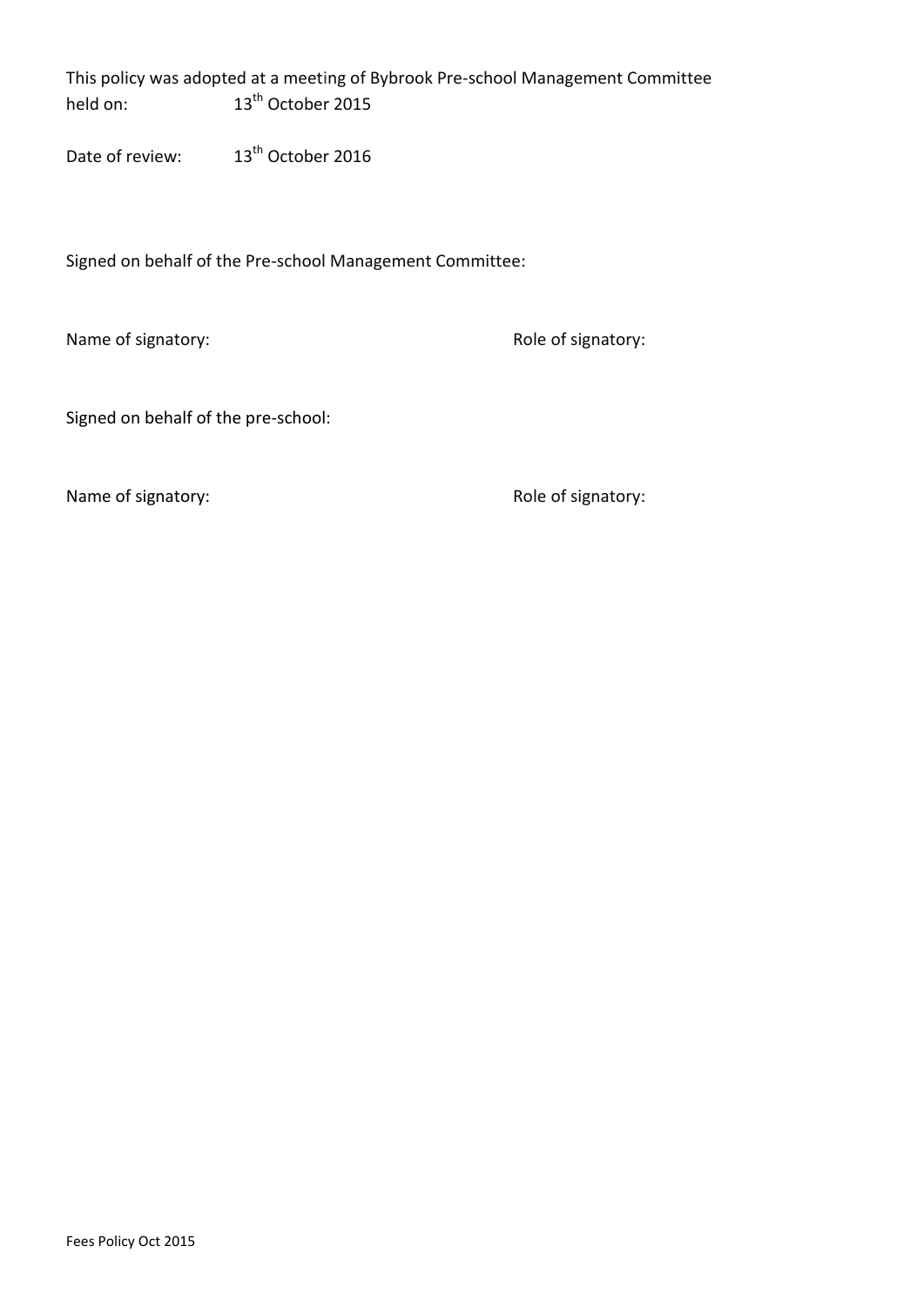This policy was adopted at a meeting of Bybrook Pre-school Management Committee held on: 13th October 2015

Date of review: 13th October 2016

Signed on behalf of the Pre-school Management Committee:

Name of signatory: Role of signatory:

Signed on behalf of the pre-school:

Name of signatory: Role of signatory: